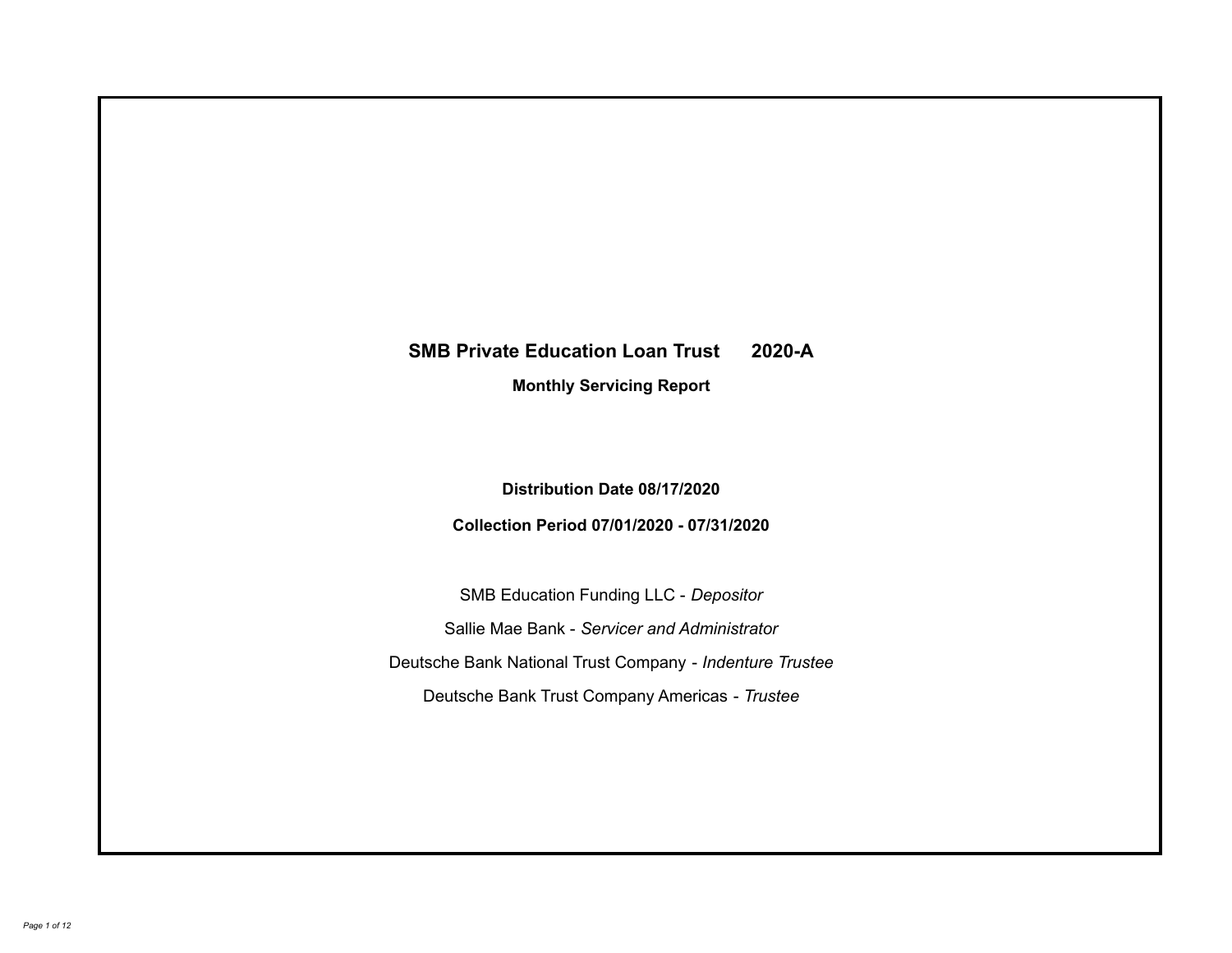# SMB Private Education Loan Trust 2020-A

**Monthly Servicing Report**

**Distribution Date 08/17/2020**

**Collection Period 07/01/2020 - 07/31/2020**

SMB Education Funding LLC - *Depositor*

Sallie Mae Bank - *Servicer and Administrator*

Deutsche Bank National Trust Company - *Indenture Trustee*

Deutsche Bank Trust Company Americas - *Trustee*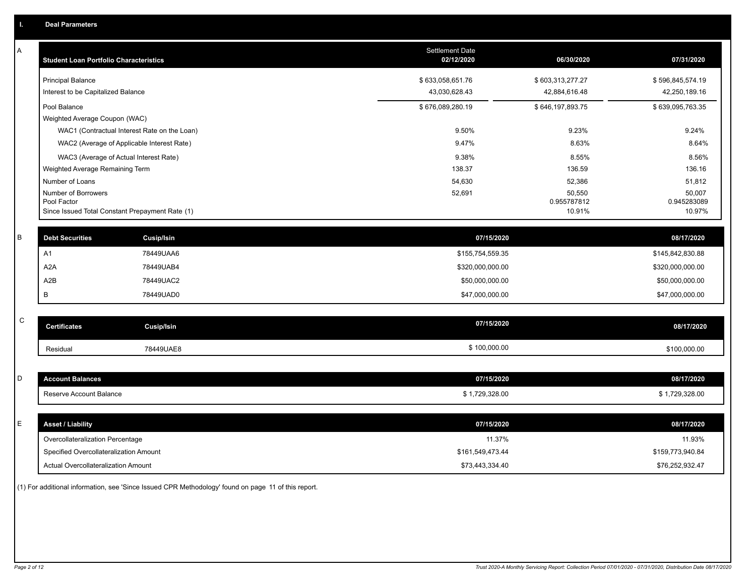## I. Deal Parameters

### A

| Student Loan Portfolio Characteristics | Settlement Date 02/12/2020 | 06/30/2020 | 07/31/2020 |
|---|---|---|---|
| Principal Balance | $ 633,058,651.76 | $ 603,313,277.27 | $ 596,845,574.19 |
| Interest to be Capitalized Balance | 43,030,628.43 | 42,884,616.48 | 42,250,189.16 |
| Pool Balance | $ 676,089,280.19 | $ 646,197,893.75 | $ 639,095,763.35 |
| Weighted Average Coupon (WAC) | | | |
| WAC1 (Contractual Interest Rate on the Loan) | 9.50% | 9.23% | 9.24% |
| WAC2 (Average of Applicable Interest Rate) | 9.47% | 8.63% | 8.64% |
| WAC3 (Average of Actual Interest Rate) | 9.38% | 8.55% | 8.56% |
| Weighted Average Remaining Term | 138.37 | 136.59 | 136.16 |
| Number of Loans | 54,630 | 52,386 | 51,812 |
| Number of Borrowers | 52,691 | 50,550 | 50,007 |
| Pool Factor | | 0.955787812 | 0.945283089 |
| Since Issued Total Constant Prepayment Rate (1) | | 10.91% | 10.97% |

### B

| Debt Securities | Cusip/Isin | 07/15/2020 | 08/17/2020 |
|---|---|---|---|
| A1 | 78449UAA6 | $155,754,559.35 | $145,842,830.88 |
| A2A | 78449UAB4 | $320,000,000.00 | $320,000,000.00 |
| A2B | 78449UAC2 | $50,000,000.00 | $50,000,000.00 |
| B | 78449UAD0 | $47,000,000.00 | $47,000,000.00 |

### C

| Certificates | Cusip/Isin | 07/15/2020 | 08/17/2020 |
|---|---|---|---|
| Residual | 78449UAE8 | $ 100,000.00 | $100,000.00 |

### D

| Account Balances | 07/15/2020 | 08/17/2020 |
|---|---|---|
| Reserve Account Balance | $ 1,729,328.00 | $ 1,729,328.00 |

### E

| Asset / Liability | 07/15/2020 | 08/17/2020 |
|---|---|---|
| Overcollateralization Percentage | 11.37% | 11.93% |
| Specified Overcollateralization Amount | $161,549,473.44 | $159,773,940.84 |
| Actual Overcollateralization Amount | $73,443,334.40 | $76,252,932.47 |

(1) For additional information, see 'Since Issued CPR Methodology' found on page 11 of this report.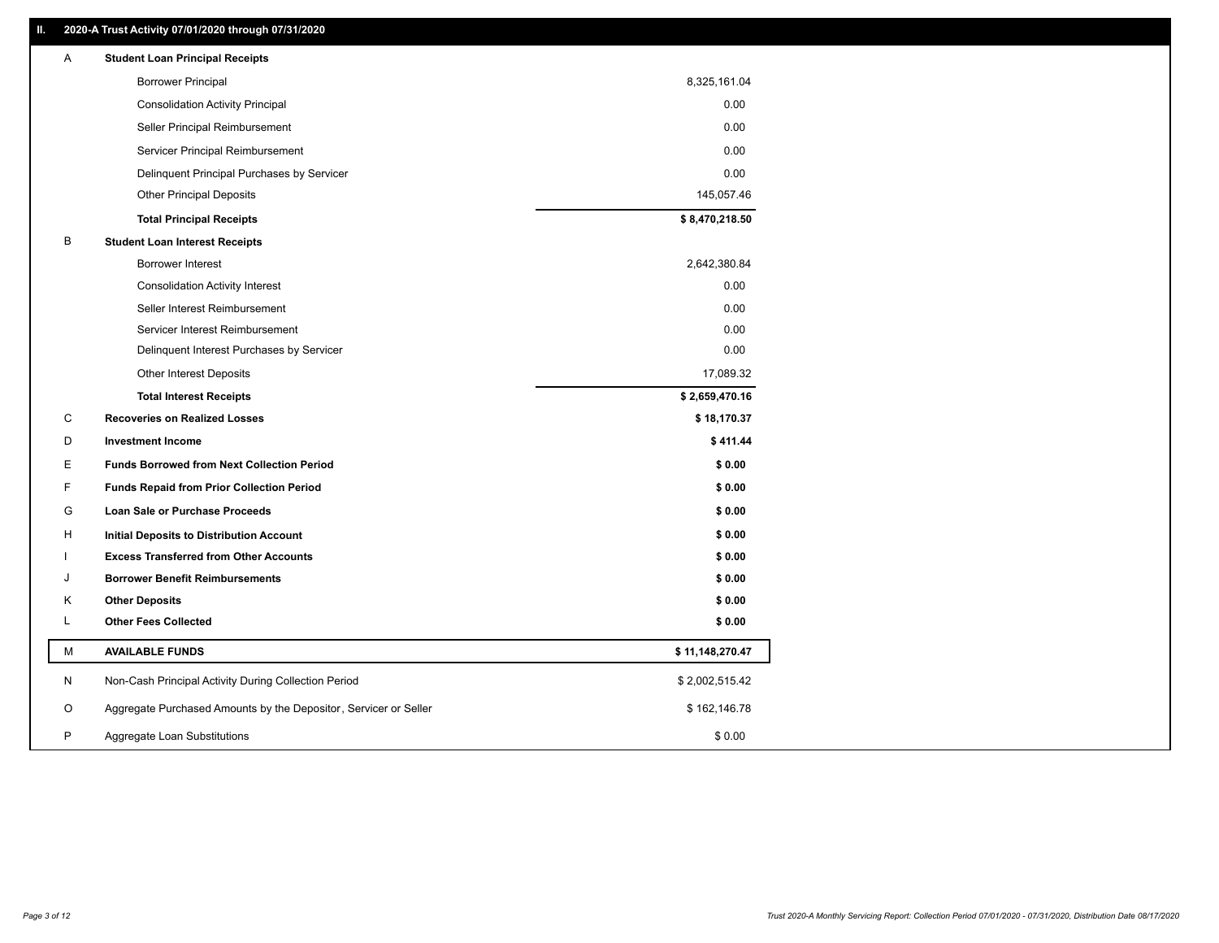## II. 2020-A Trust Activity 07/01/2020 through 07/31/2020

| | | |
|---|---|---|
| A | **Student Loan Principal Receipts** | |
| | Borrower Principal | 8,325,161.04 |
| | Consolidation Activity Principal | 0.00 |
| | Seller Principal Reimbursement | 0.00 |
| | Servicer Principal Reimbursement | 0.00 |
| | Delinquent Principal Purchases by Servicer | 0.00 |
| | Other Principal Deposits | 145,057.46 |
| | **Total Principal Receipts** | **$ 8,470,218.50** |
| B | **Student Loan Interest Receipts** | |
| | Borrower Interest | 2,642,380.84 |
| | Consolidation Activity Interest | 0.00 |
| | Seller Interest Reimbursement | 0.00 |
| | Servicer Interest Reimbursement | 0.00 |
| | Delinquent Interest Purchases by Servicer | 0.00 |
| | Other Interest Deposits | 17,089.32 |
| | **Total Interest Receipts** | **$ 2,659,470.16** |
| C | **Recoveries on Realized Losses** | **$ 18,170.37** |
| D | **Investment Income** | **$ 411.44** |
| E | **Funds Borrowed from Next Collection Period** | **$ 0.00** |
| F | **Funds Repaid from Prior Collection Period** | **$ 0.00** |
| G | **Loan Sale or Purchase Proceeds** | **$ 0.00** |
| H | **Initial Deposits to Distribution Account** | **$ 0.00** |
| I | **Excess Transferred from Other Accounts** | **$ 0.00** |
| J | **Borrower Benefit Reimbursements** | **$ 0.00** |
| K | **Other Deposits** | **$ 0.00** |
| L | **Other Fees Collected** | **$ 0.00** |
| M | **AVAILABLE FUNDS** | **$ 11,148,270.47** |
| N | Non-Cash Principal Activity During Collection Period | $ 2,002,515.42 |
| O | Aggregate Purchased Amounts by the Depositor, Servicer or Seller | $ 162,146.78 |
| P | Aggregate Loan Substitutions | $ 0.00 |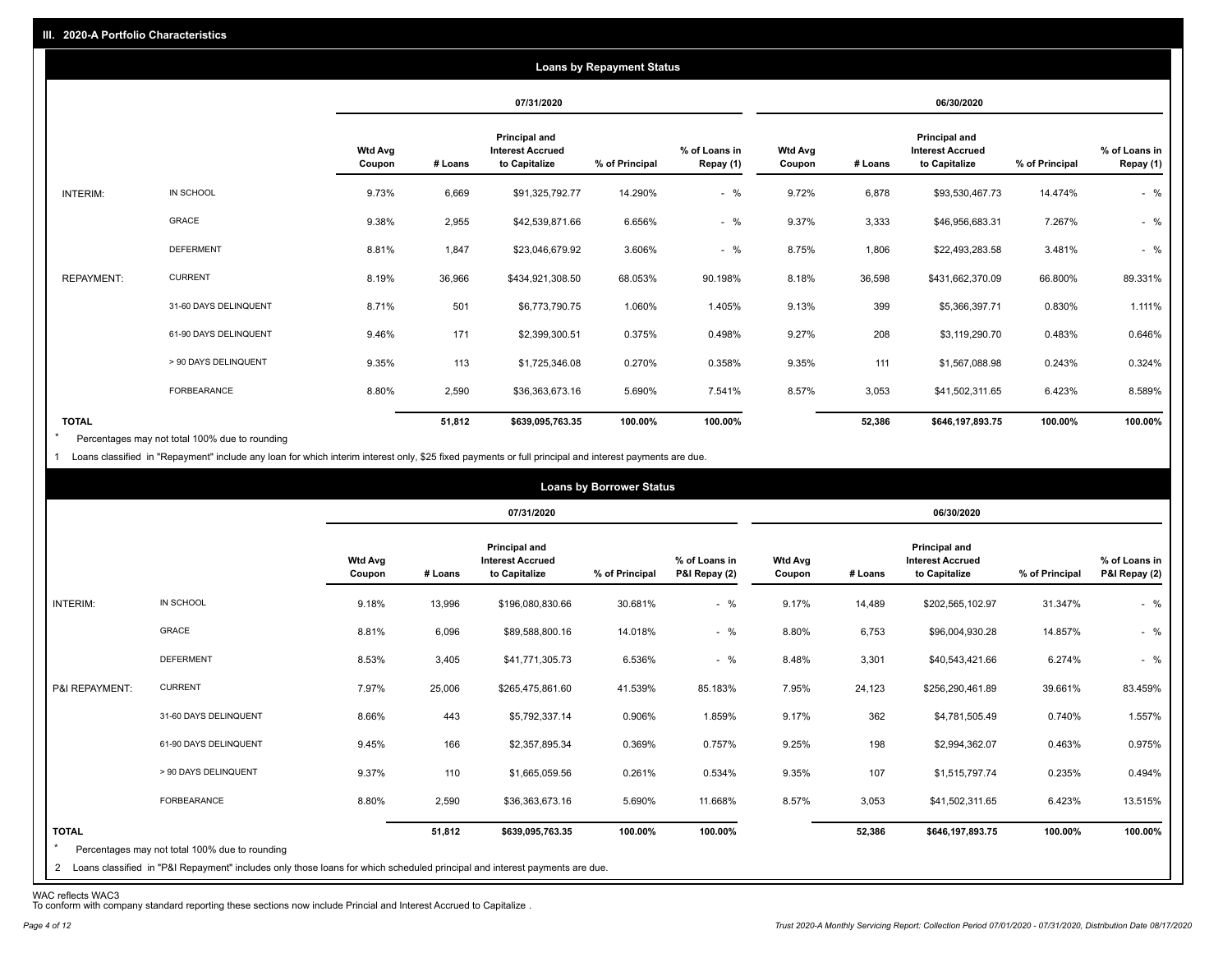## III. 2020-A Portfolio Characteristics

### Loans by Repayment Status

| | | 07/31/2020 | | | | | 06/30/2020 | | | | |
|---|---|---|---|---|---|---|---|---|---|---|---|
| | | Wtd Avg Coupon | # Loans | Principal and Interest Accrued to Capitalize | % of Principal | % of Loans in Repay (1) | Wtd Avg Coupon | # Loans | Principal and Interest Accrued to Capitalize | % of Principal | % of Loans in Repay (1) |
| INTERIM: | IN SCHOOL | 9.73% | 6,669 | $91,325,792.77 | 14.290% | - % | 9.72% | 6,878 | $93,530,467.73 | 14.474% | - % |
| | GRACE | 9.38% | 2,955 | $42,539,871.66 | 6.656% | - % | 9.37% | 3,333 | $46,956,683.31 | 7.267% | - % |
| | DEFERMENT | 8.81% | 1,847 | $23,046,679.92 | 3.606% | - % | 8.75% | 1,806 | $22,493,283.58 | 3.481% | - % |
| REPAYMENT: | CURRENT | 8.19% | 36,966 | $434,921,308.50 | 68.053% | 90.198% | 8.18% | 36,598 | $431,662,370.09 | 66.800% | 89.331% |
| | 31-60 DAYS DELINQUENT | 8.71% | 501 | $6,773,790.75 | 1.060% | 1.405% | 9.13% | 399 | $5,366,397.71 | 0.830% | 1.111% |
| | 61-90 DAYS DELINQUENT | 9.46% | 171 | $2,399,300.51 | 0.375% | 0.498% | 9.27% | 208 | $3,119,290.70 | 0.483% | 0.646% |
| | > 90 DAYS DELINQUENT | 9.35% | 113 | $1,725,346.08 | 0.270% | 0.358% | 9.35% | 111 | $1,567,088.98 | 0.243% | 0.324% |
| | FORBEARANCE | 8.80% | 2,590 | $36,363,673.16 | 5.690% | 7.541% | 8.57% | 3,053 | $41,502,311.65 | 6.423% | 8.589% |
| **TOTAL** | | | **51,812** | **$639,095,763.35** | **100.00%** | **100.00%** | | **52,386** | **$646,197,893.75** | **100.00%** | **100.00%** |

* Percentages may not total 100% due to rounding

1 Loans classified in "Repayment" include any loan for which interim interest only, $25 fixed payments or full principal and interest payments are due.

### Loans by Borrower Status

| | | 07/31/2020 | | | | | 06/30/2020 | | | | |
|---|---|---|---|---|---|---|---|---|---|---|---|
| | | Wtd Avg Coupon | # Loans | Principal and Interest Accrued to Capitalize | % of Principal | % of Loans in P&I Repay (2) | Wtd Avg Coupon | # Loans | Principal and Interest Accrued to Capitalize | % of Principal | % of Loans in P&I Repay (2) |
| INTERIM: | IN SCHOOL | 9.18% | 13,996 | $196,080,830.66 | 30.681% | - % | 9.17% | 14,489 | $202,565,102.97 | 31.347% | - % |
| | GRACE | 8.81% | 6,096 | $89,588,800.16 | 14.018% | - % | 8.80% | 6,753 | $96,004,930.28 | 14.857% | - % |
| | DEFERMENT | 8.53% | 3,405 | $41,771,305.73 | 6.536% | - % | 8.48% | 3,301 | $40,543,421.66 | 6.274% | - % |
| P&I REPAYMENT: | CURRENT | 7.97% | 25,006 | $265,475,861.60 | 41.539% | 85.183% | 7.95% | 24,123 | $256,290,461.89 | 39.661% | 83.459% |
| | 31-60 DAYS DELINQUENT | 8.66% | 443 | $5,792,337.14 | 0.906% | 1.859% | 9.17% | 362 | $4,781,505.49 | 0.740% | 1.557% |
| | 61-90 DAYS DELINQUENT | 9.45% | 166 | $2,357,895.34 | 0.369% | 0.757% | 9.25% | 198 | $2,994,362.07 | 0.463% | 0.975% |
| | > 90 DAYS DELINQUENT | 9.37% | 110 | $1,665,059.56 | 0.261% | 0.534% | 9.35% | 107 | $1,515,797.74 | 0.235% | 0.494% |
| | FORBEARANCE | 8.80% | 2,590 | $36,363,673.16 | 5.690% | 11.668% | 8.57% | 3,053 | $41,502,311.65 | 6.423% | 13.515% |
| **TOTAL** | | | **51,812** | **$639,095,763.35** | **100.00%** | **100.00%** | | **52,386** | **$646,197,893.75** | **100.00%** | **100.00%** |

* Percentages may not total 100% due to rounding

2 Loans classified in "P&I Repayment" includes only those loans for which scheduled principal and interest payments are due.

WAC reflects WAC3

To conform with company standard reporting these sections now include Princial and Interest Accrued to Capitalize .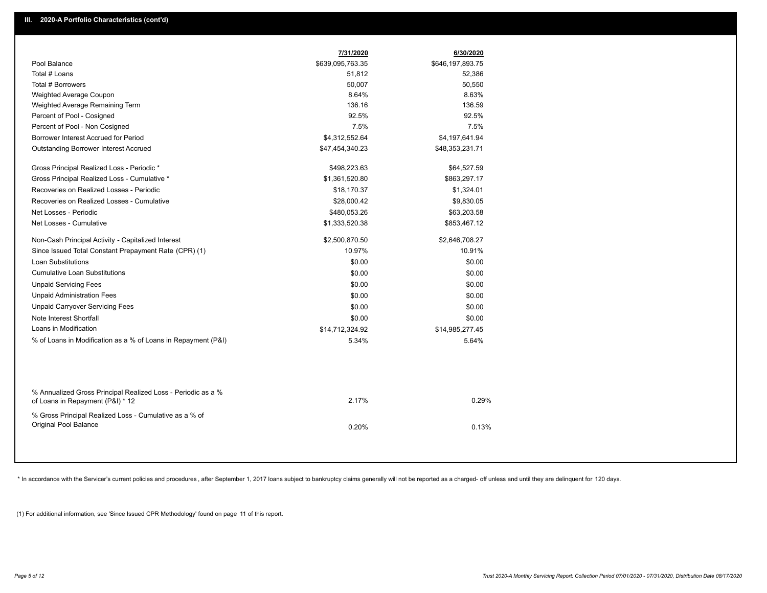## III. 2020-A Portfolio Characteristics (cont'd)

| | 7/31/2020 | 6/30/2020 |
|---|---|---|
| Pool Balance | $639,095,763.35 | $646,197,893.75 |
| Total # Loans | 51,812 | 52,386 |
| Total # Borrowers | 50,007 | 50,550 |
| Weighted Average Coupon | 8.64% | 8.63% |
| Weighted Average Remaining Term | 136.16 | 136.59 |
| Percent of Pool - Cosigned | 92.5% | 92.5% |
| Percent of Pool - Non Cosigned | 7.5% | 7.5% |
| Borrower Interest Accrued for Period | $4,312,552.64 | $4,197,641.94 |
| Outstanding Borrower Interest Accrued | $47,454,340.23 | $48,353,231.71 |
| Gross Principal Realized Loss - Periodic * | $498,223.63 | $64,527.59 |
| Gross Principal Realized Loss - Cumulative * | $1,361,520.80 | $863,297.17 |
| Recoveries on Realized Losses - Periodic | $18,170.37 | $1,324.01 |
| Recoveries on Realized Losses - Cumulative | $28,000.42 | $9,830.05 |
| Net Losses - Periodic | $480,053.26 | $63,203.58 |
| Net Losses - Cumulative | $1,333,520.38 | $853,467.12 |
| Non-Cash Principal Activity - Capitalized Interest | $2,500,870.50 | $2,646,708.27 |
| Since Issued Total Constant Prepayment Rate (CPR) (1) | 10.97% | 10.91% |
| Loan Substitutions | $0.00 | $0.00 |
| Cumulative Loan Substitutions | $0.00 | $0.00 |
| Unpaid Servicing Fees | $0.00 | $0.00 |
| Unpaid Administration Fees | $0.00 | $0.00 |
| Unpaid Carryover Servicing Fees | $0.00 | $0.00 |
| Note Interest Shortfall | $0.00 | $0.00 |
| Loans in Modification | $14,712,324.92 | $14,985,277.45 |
| % of Loans in Modification as a % of Loans in Repayment (P&I) | 5.34% | 5.64% |
| % Annualized Gross Principal Realized Loss - Periodic as a % of Loans in Repayment (P&I) * 12 | 2.17% | 0.29% |
| % Gross Principal Realized Loss - Cumulative as a % of Original Pool Balance | 0.20% | 0.13% |

* In accordance with the Servicer's current policies and procedures, after September 1, 2017 loans subject to bankruptcy claims generally will not be reported as a charged- off unless and until they are delinquent for 120 days.

(1) For additional information, see 'Since Issued CPR Methodology' found on page 11 of this report.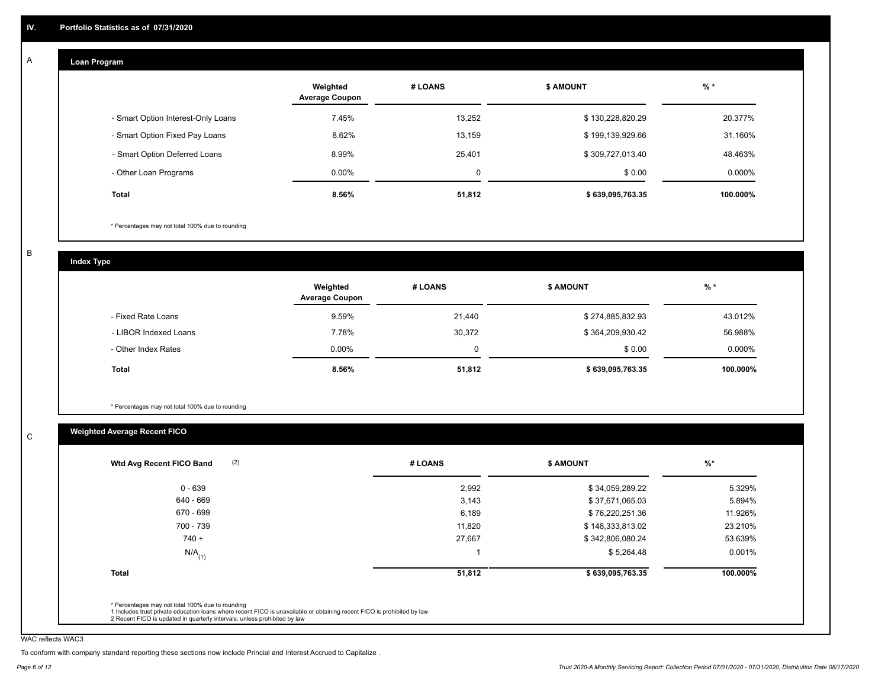## IV. Portfolio Statistics as of 07/31/2020

### A — Loan Program

| | Weighted Average Coupon | # LOANS | $ AMOUNT | % * |
|---|---|---|---|---|
| - Smart Option Interest-Only Loans | 7.45% | 13,252 | $ 130,228,820.29 | 20.377% |
| - Smart Option Fixed Pay Loans | 8.62% | 13,159 | $ 199,139,929.66 | 31.160% |
| - Smart Option Deferred Loans | 8.99% | 25,401 | $ 309,727,013.40 | 48.463% |
| - Other Loan Programs | 0.00% | 0 | $ 0.00 | 0.000% |
| **Total** | **8.56%** | **51,812** | **$ 639,095,763.35** | **100.000%** |

\* Percentages may not total 100% due to rounding

### B — Index Type

| | Weighted Average Coupon | # LOANS | $ AMOUNT | % * |
|---|---|---|---|---|
| - Fixed Rate Loans | 9.59% | 21,440 | $ 274,885,832.93 | 43.012% |
| - LIBOR Indexed Loans | 7.78% | 30,372 | $ 364,209,930.42 | 56.988% |
| - Other Index Rates | 0.00% | 0 | $ 0.00 | 0.000% |
| **Total** | **8.56%** | **51,812** | **$ 639,095,763.35** | **100.000%** |

\* Percentages may not total 100% due to rounding

### C — Weighted Average Recent FICO

| Wtd Avg Recent FICO Band (2) | # LOANS | $ AMOUNT | %* |
|---|---|---|---|
| 0 - 639 | 2,992 | $ 34,059,289.22 | 5.329% |
| 640 - 669 | 3,143 | $ 37,671,065.03 | 5.894% |
| 670 - 699 | 6,189 | $ 76,220,251.36 | 11.926% |
| 700 - 739 | 11,820 | $ 148,333,813.02 | 23.210% |
| 740 + | 27,667 | $ 342,806,080.24 | 53.639% |
| N/A(1) | 1 | $ 5,264.48 | 0.001% |
| **Total** | **51,812** | **$ 639,095,763.35** | **100.000%** |

\* Percentages may not total 100% due to rounding
1 Includes trust private education loans where recent FICO is unavailable or obtaining recent FICO is prohibited by law
2 Recent FICO is updated in quarterly intervals; unless prohibited by law

WAC reflects WAC3

To conform with company standard reporting these sections now include Princial and Interest Accrued to Capitalize .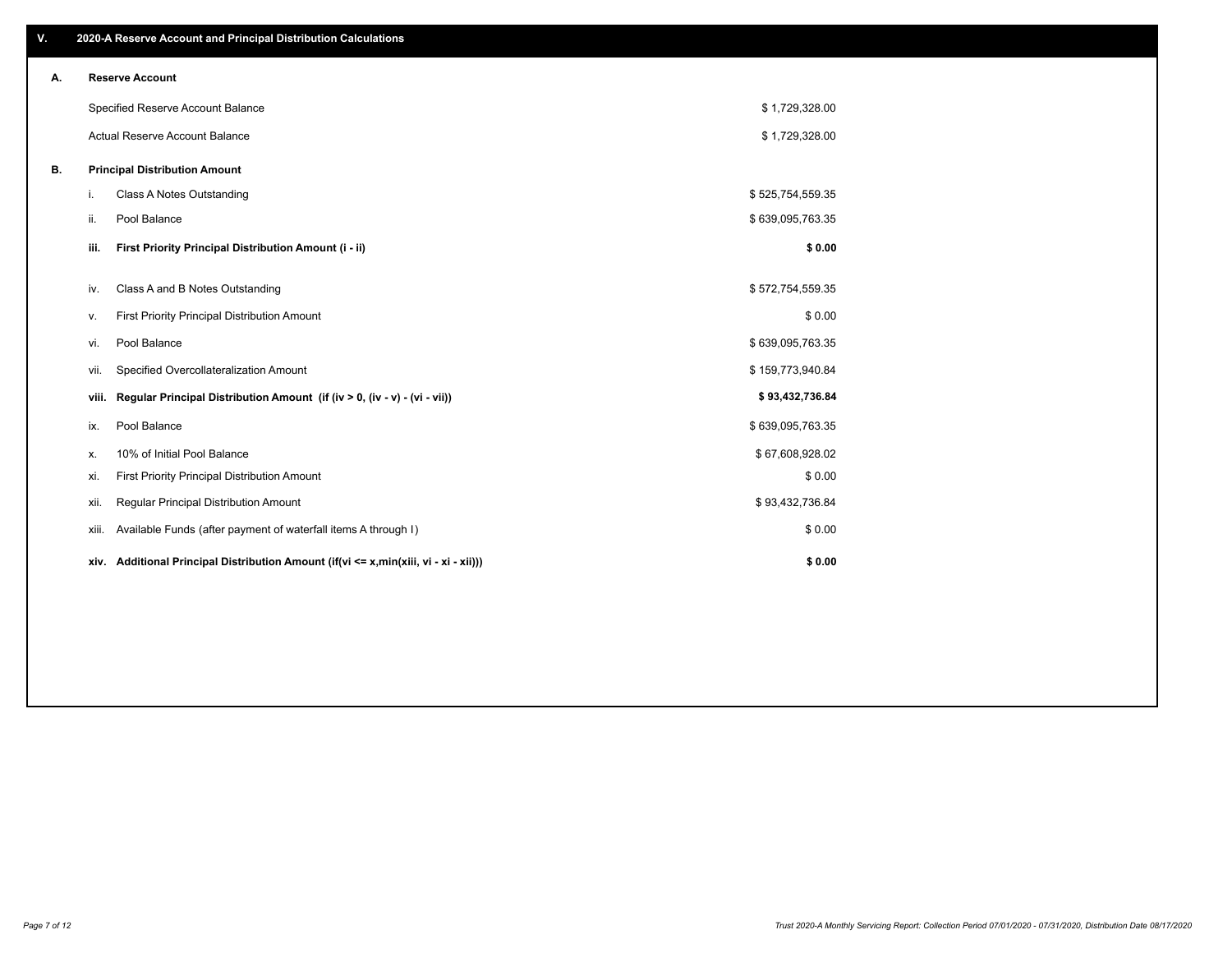## V. 2020-A Reserve Account and Principal Distribution Calculations

### A. Reserve Account

| | |
|---|---|
| Specified Reserve Account Balance | $ 1,729,328.00 |
| Actual Reserve Account Balance | $ 1,729,328.00 |

### B. Principal Distribution Amount

| | | |
|---|---|---|
| i. | Class A Notes Outstanding | $ 525,754,559.35 |
| ii. | Pool Balance | $ 639,095,763.35 |
| **iii.** | **First Priority Principal Distribution Amount (i - ii)** | **$ 0.00** |
| iv. | Class A and B Notes Outstanding | $ 572,754,559.35 |
| v. | First Priority Principal Distribution Amount | $ 0.00 |
| vi. | Pool Balance | $ 639,095,763.35 |
| vii. | Specified Overcollateralization Amount | $ 159,773,940.84 |
| **viii.** | **Regular Principal Distribution Amount (if (iv > 0, (iv - v) - (vi - vii))** | **$ 93,432,736.84** |
| ix. | Pool Balance | $ 639,095,763.35 |
| x. | 10% of Initial Pool Balance | $ 67,608,928.02 |
| xi. | First Priority Principal Distribution Amount | $ 0.00 |
| xii. | Regular Principal Distribution Amount | $ 93,432,736.84 |
| xiii. | Available Funds (after payment of waterfall items A through I) | $ 0.00 |
| **xiv.** | **Additional Principal Distribution Amount (if(vi <= x,min(xiii, vi - xi - xii)))** | **$ 0.00** |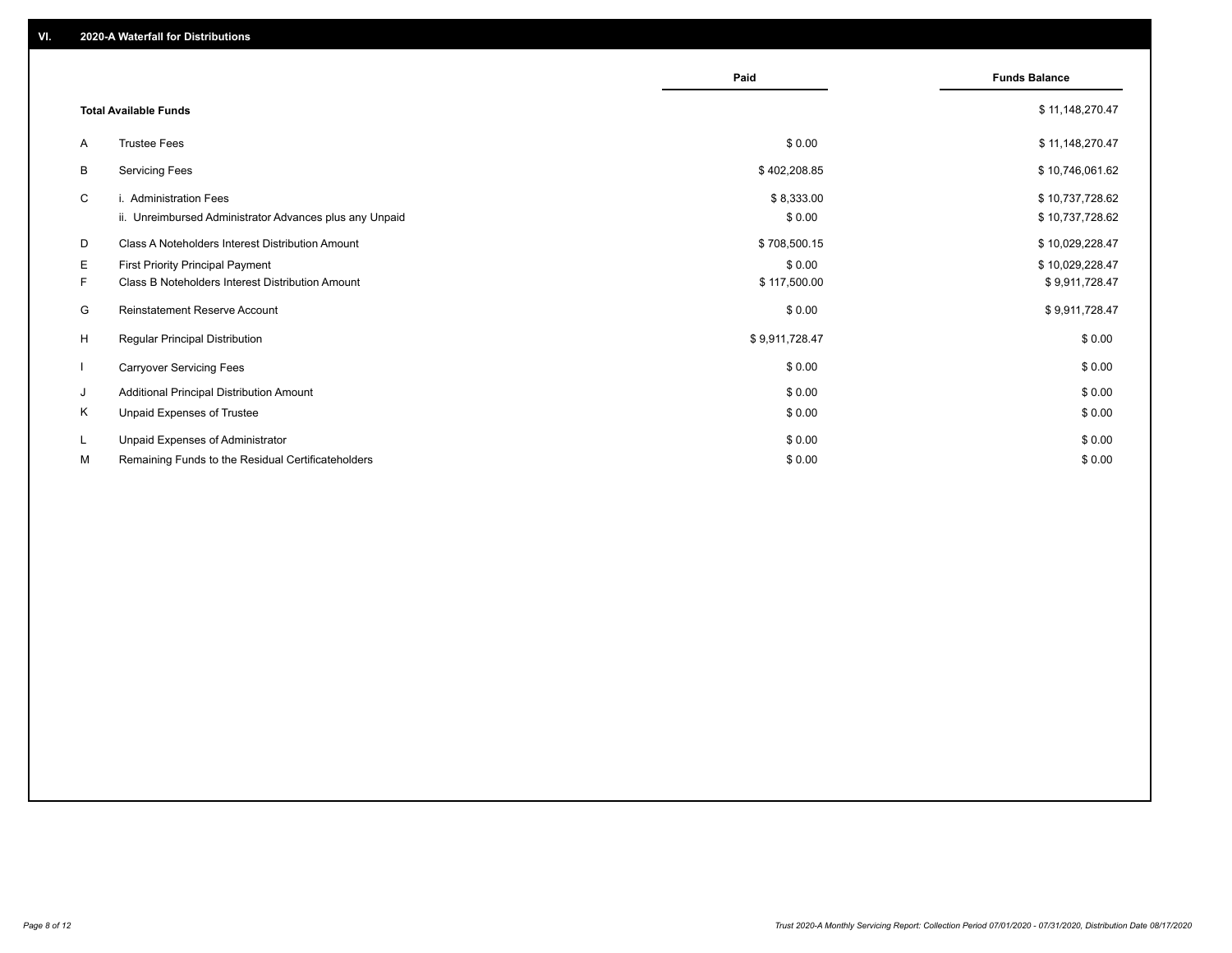## VI. 2020-A Waterfall for Distributions

| | | Paid | Funds Balance |
|---|---|---|---|
| | **Total Available Funds** | | $ 11,148,270.47 |
| A | Trustee Fees | $ 0.00 | $ 11,148,270.47 |
| B | Servicing Fees | $ 402,208.85 | $ 10,746,061.62 |
| C | i. Administration Fees | $ 8,333.00 | $ 10,737,728.62 |
| | ii. Unreimbursed Administrator Advances plus any Unpaid | $ 0.00 | $ 10,737,728.62 |
| D | Class A Noteholders Interest Distribution Amount | $ 708,500.15 | $ 10,029,228.47 |
| E | First Priority Principal Payment | $ 0.00 | $ 10,029,228.47 |
| F | Class B Noteholders Interest Distribution Amount | $ 117,500.00 | $ 9,911,728.47 |
| G | Reinstatement Reserve Account | $ 0.00 | $ 9,911,728.47 |
| H | Regular Principal Distribution | $ 9,911,728.47 | $ 0.00 |
| I | Carryover Servicing Fees | $ 0.00 | $ 0.00 |
| J | Additional Principal Distribution Amount | $ 0.00 | $ 0.00 |
| K | Unpaid Expenses of Trustee | $ 0.00 | $ 0.00 |
| L | Unpaid Expenses of Administrator | $ 0.00 | $ 0.00 |
| M | Remaining Funds to the Residual Certificateholders | $ 0.00 | $ 0.00 |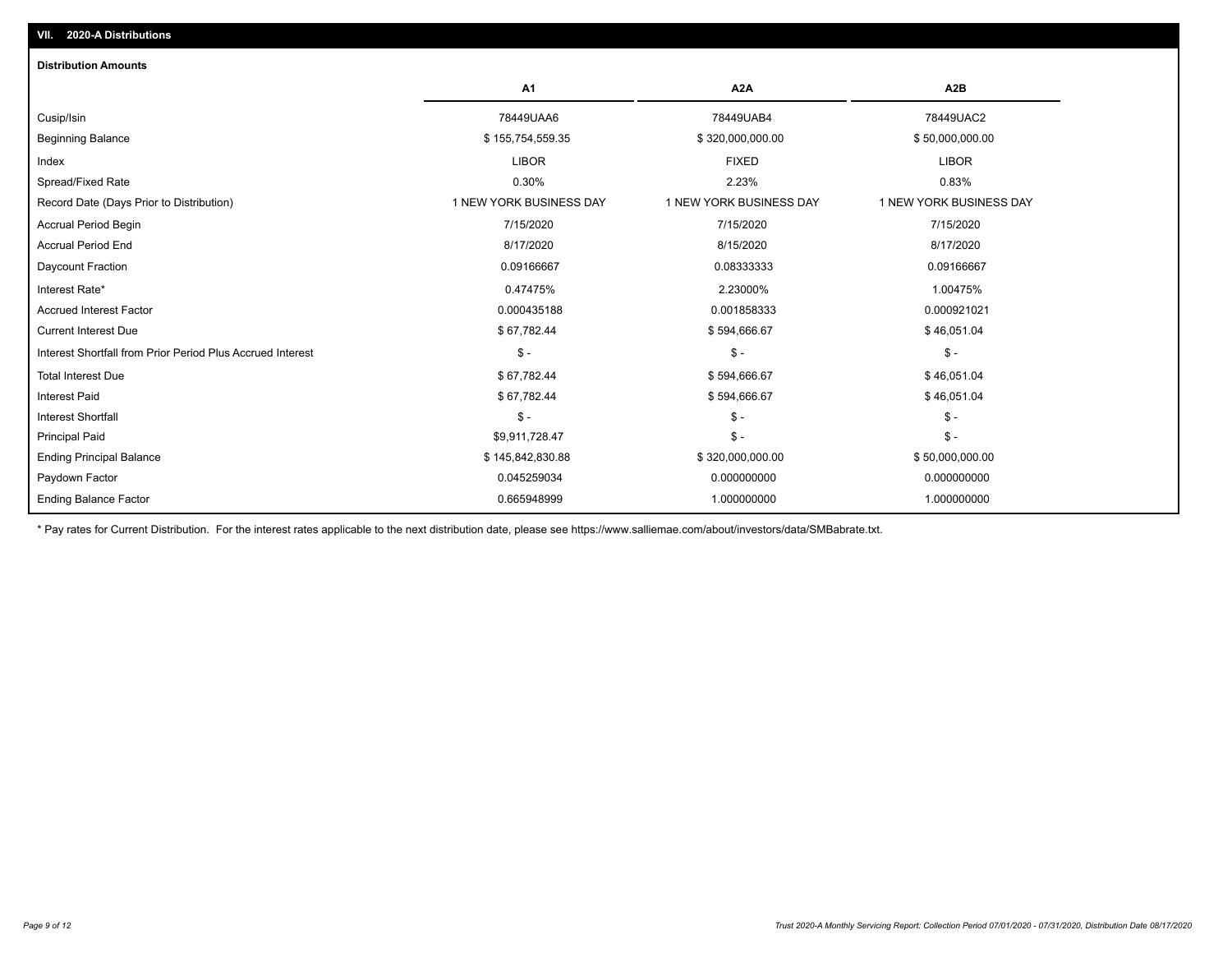## VII. 2020-A Distributions

### Distribution Amounts

| | A1 | A2A | A2B |
|---|---|---|---|
| Cusip/Isin | 78449UAA6 | 78449UAB4 | 78449UAC2 |
| Beginning Balance | $ 155,754,559.35 | $ 320,000,000.00 | $ 50,000,000.00 |
| Index | LIBOR | FIXED | LIBOR |
| Spread/Fixed Rate | 0.30% | 2.23% | 0.83% |
| Record Date (Days Prior to Distribution) | 1 NEW YORK BUSINESS DAY | 1 NEW YORK BUSINESS DAY | 1 NEW YORK BUSINESS DAY |
| Accrual Period Begin | 7/15/2020 | 7/15/2020 | 7/15/2020 |
| Accrual Period End | 8/17/2020 | 8/15/2020 | 8/17/2020 |
| Daycount Fraction | 0.09166667 | 0.08333333 | 0.09166667 |
| Interest Rate* | 0.47475% | 2.23000% | 1.00475% |
| Accrued Interest Factor | 0.000435188 | 0.001858333 | 0.000921021 |
| Current Interest Due | $ 67,782.44 | $ 594,666.67 | $ 46,051.04 |
| Interest Shortfall from Prior Period Plus Accrued Interest | $ - | $ - | $ - |
| Total Interest Due | $ 67,782.44 | $ 594,666.67 | $ 46,051.04 |
| Interest Paid | $ 67,782.44 | $ 594,666.67 | $ 46,051.04 |
| Interest Shortfall | $ - | $ - | $ - |
| Principal Paid | $9,911,728.47 | $ - | $ - |
| Ending Principal Balance | $ 145,842,830.88 | $ 320,000,000.00 | $ 50,000,000.00 |
| Paydown Factor | 0.045259034 | 0.000000000 | 0.000000000 |
| Ending Balance Factor | 0.665948999 | 1.000000000 | 1.000000000 |

* Pay rates for Current Distribution. For the interest rates applicable to the next distribution date, please see https://www.salliemae.com/about/investors/data/SMBabrate.txt.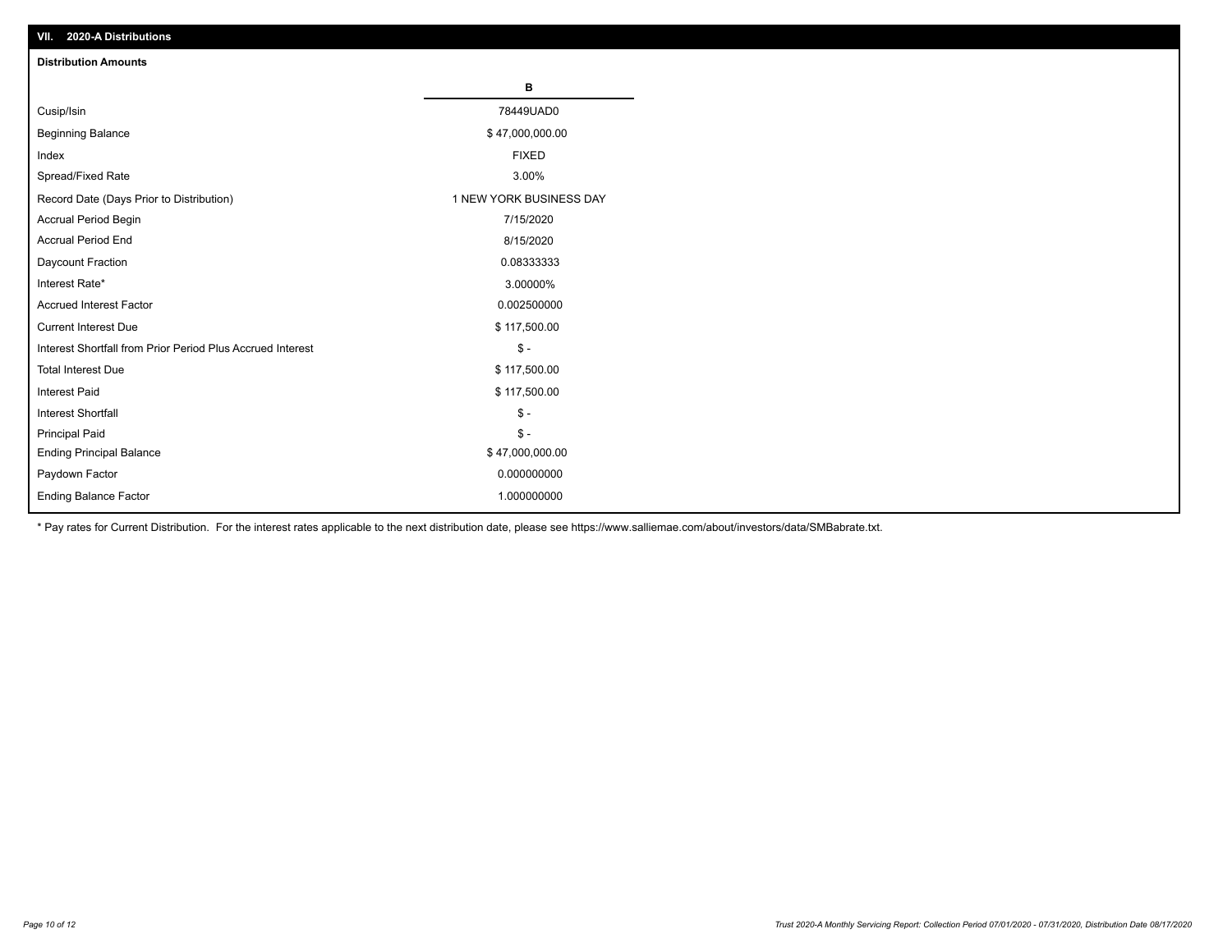## VII. 2020-A Distributions

### Distribution Amounts

| | B |
|---|---|
| Cusip/Isin | 78449UAD0 |
| Beginning Balance | $ 47,000,000.00 |
| Index | FIXED |
| Spread/Fixed Rate | 3.00% |
| Record Date (Days Prior to Distribution) | 1 NEW YORK BUSINESS DAY |
| Accrual Period Begin | 7/15/2020 |
| Accrual Period End | 8/15/2020 |
| Daycount Fraction | 0.08333333 |
| Interest Rate* | 3.00000% |
| Accrued Interest Factor | 0.002500000 |
| Current Interest Due | $ 117,500.00 |
| Interest Shortfall from Prior Period Plus Accrued Interest | $ - |
| Total Interest Due | $ 117,500.00 |
| Interest Paid | $ 117,500.00 |
| Interest Shortfall | $ - |
| Principal Paid | $ - |
| Ending Principal Balance | $ 47,000,000.00 |
| Paydown Factor | 0.000000000 |
| Ending Balance Factor | 1.000000000 |

* Pay rates for Current Distribution. For the interest rates applicable to the next distribution date, please see https://www.salliemae.com/about/investors/data/SMBabrate.txt.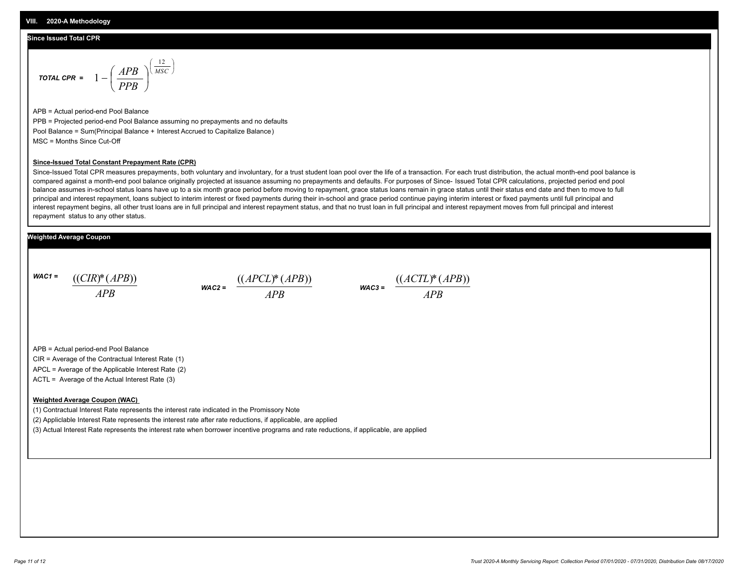## VIII. 2020-A Methodology

### Since Issued Total CPR

$$\textit{TOTAL CPR} = 1 - \left( \frac{APB}{PPB} \right)^{\left( \frac{12}{MSC} \right)}$$

APB = Actual period-end Pool Balance

PPB = Projected period-end Pool Balance assuming no prepayments and no defaults

Pool Balance = Sum(Principal Balance + Interest Accrued to Capitalize Balance)

MSC = Months Since Cut-Off

**Since-Issued Total Constant Prepayment Rate (CPR)**

Since-Issued Total CPR measures prepayments, both voluntary and involuntary, for a trust student loan pool over the life of a transaction. For each trust distribution, the actual month-end pool balance is compared against a month-end pool balance originally projected at issuance assuming no prepayments and defaults. For purposes of Since- Issued Total CPR calculations, projected period end pool balance assumes in-school status loans have up to a six month grace period before moving to repayment, grace status loans remain in grace status until their status end date and then to move to full principal and interest repayment, loans subject to interim interest or fixed payments during their in-school and grace period continue paying interim interest or fixed payments until full principal and interest repayment begins, all other trust loans are in full principal and interest repayment status, and that no trust loan in full principal and interest repayment moves from full principal and interest repayment status to any other status.

### Weighted Average Coupon

$$\textit{WAC1} = \frac{((CIR)*(APB))}{APB} \qquad \textit{WAC2} = \frac{((APCL)*(APB))}{APB} \qquad \textit{WAC3} = \frac{((ACTL)*(APB))}{APB}$$

APB = Actual period-end Pool Balance

CIR = Average of the Contractual Interest Rate (1)

APCL = Average of the Applicable Interest Rate (2)

ACTL = Average of the Actual Interest Rate (3)

**Weighted Average Coupon (WAC)**

(1) Contractual Interest Rate represents the interest rate indicated in the Promissory Note

(2) Appliclable Interest Rate represents the interest rate after rate reductions, if applicable, are applied

(3) Actual Interest Rate represents the interest rate when borrower incentive programs and rate reductions, if applicable, are applied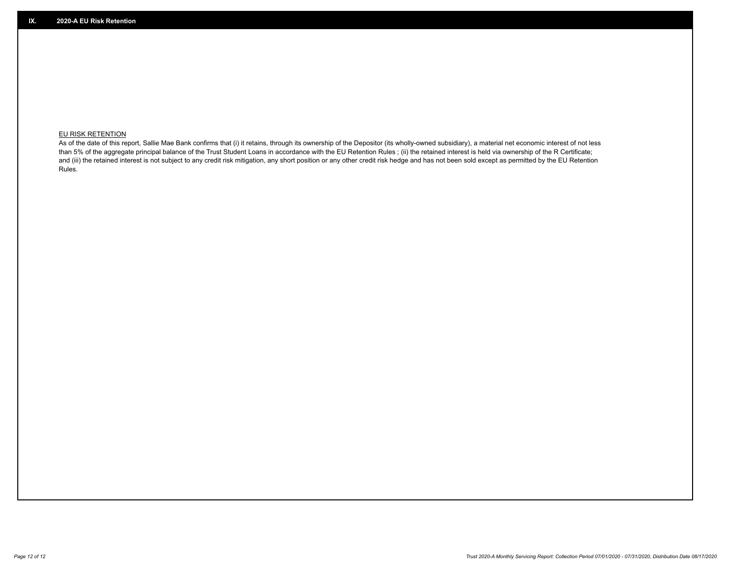## IX. 2020-A EU Risk Retention

EU RISK RETENTION

As of the date of this report, Sallie Mae Bank confirms that (i) it retains, through its ownership of the Depositor (its wholly-owned subsidiary), a material net economic interest of not less than 5% of the aggregate principal balance of the Trust Student Loans in accordance with the EU Retention Rules ; (ii) the retained interest is held via ownership of the R Certificate; and (iii) the retained interest is not subject to any credit risk mitigation, any short position or any other credit risk hedge and has not been sold except as permitted by the EU Retention Rules.